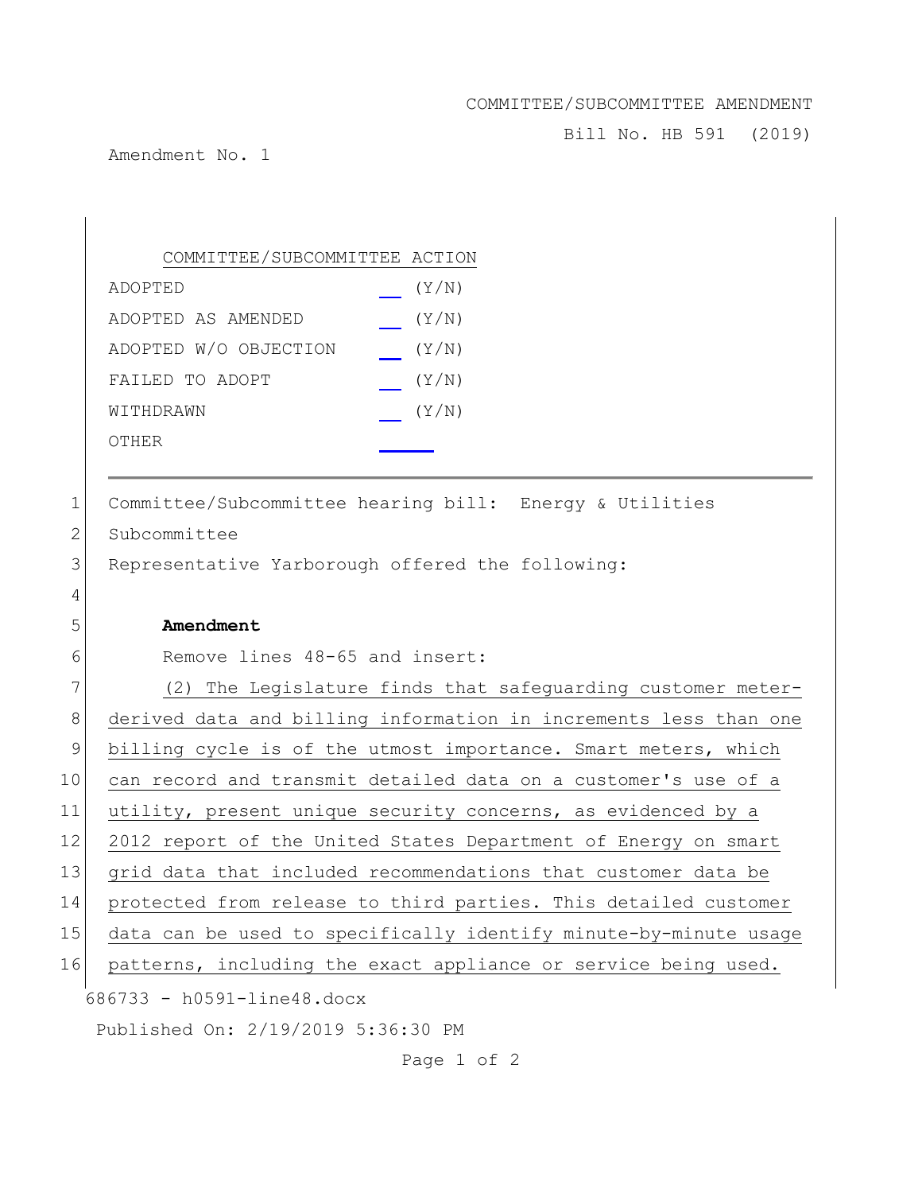COMMITTEE/SUBCOMMITTEE AMENDMENT

Bill No. HB 591 (2019)

Amendment No. 1

COMMITTEE/SUBCOMMITTEE ACTION

| | |
|---|---|
| ADOPTED | ___ (Y/N) |
| ADOPTED AS AMENDED | ___ (Y/N) |
| ADOPTED W/O OBJECTION | ___ (Y/N) |
| FAILED TO ADOPT | ___ (Y/N) |
| WITHDRAWN | ___ (Y/N) |
| OTHER | ______ |

---

1 Committee/Subcommittee hearing bill: Energy & Utilities
2 Subcommittee
3 Representative Yarborough offered the following:
4
5 **Amendment**
6 Remove lines 48-65 and insert:
7 (2) The Legislature finds that safeguarding customer meter-
8 derived data and billing information in increments less than one
9 billing cycle is of the utmost importance. Smart meters, which
10 can record and transmit detailed data on a customer's use of a
11 utility, present unique security concerns, as evidenced by a
12 2012 report of the United States Department of Energy on smart
13 grid data that included recommendations that customer data be
14 protected from release to third parties. This detailed customer
15 data can be used to specifically identify minute-by-minute usage
16 patterns, including the exact appliance or service being used.

686733 - h0591-line48.docx

Published On: 2/19/2019 5:36:30 PM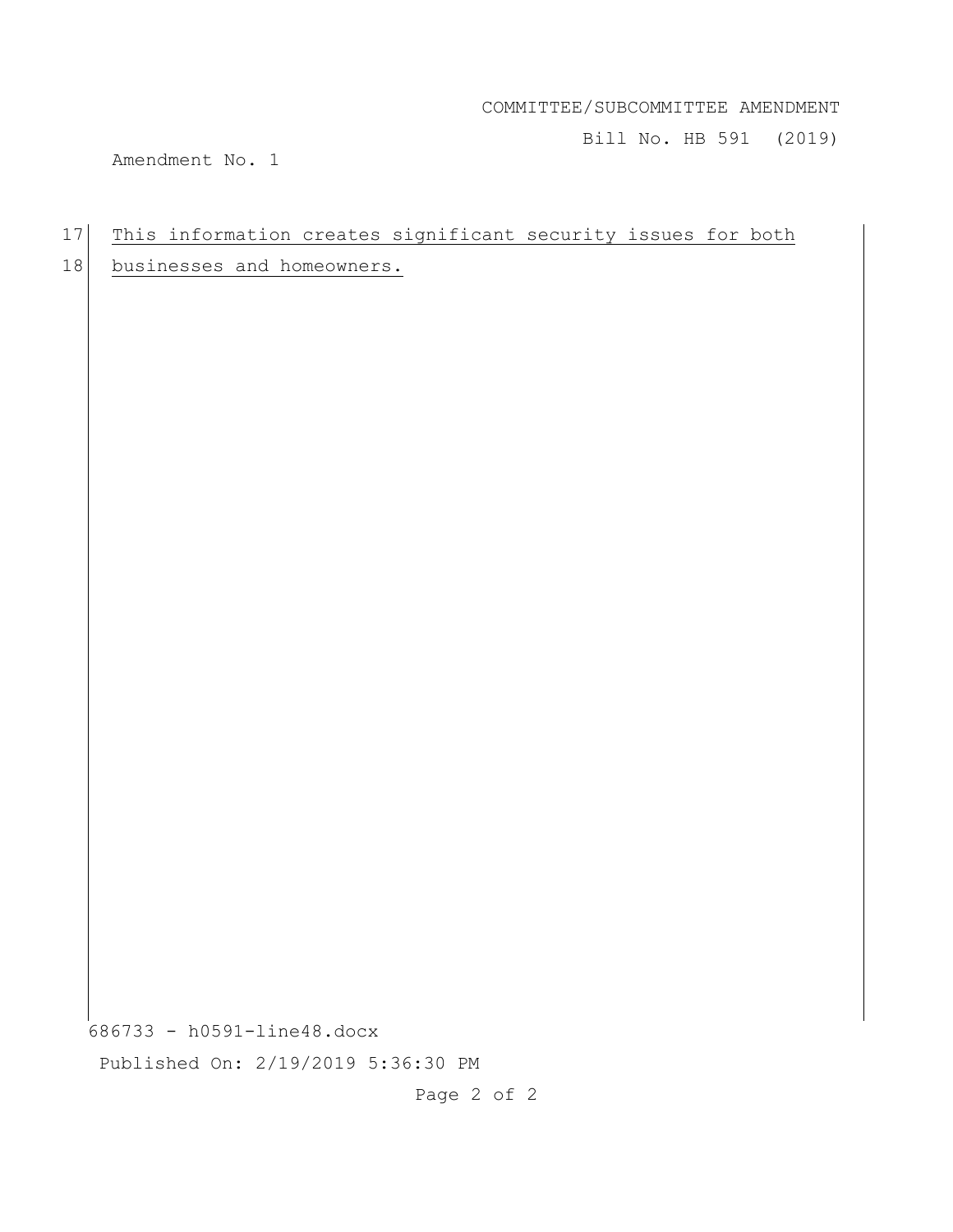17 This information creates significant security issues for both
18 businesses and homeowners.